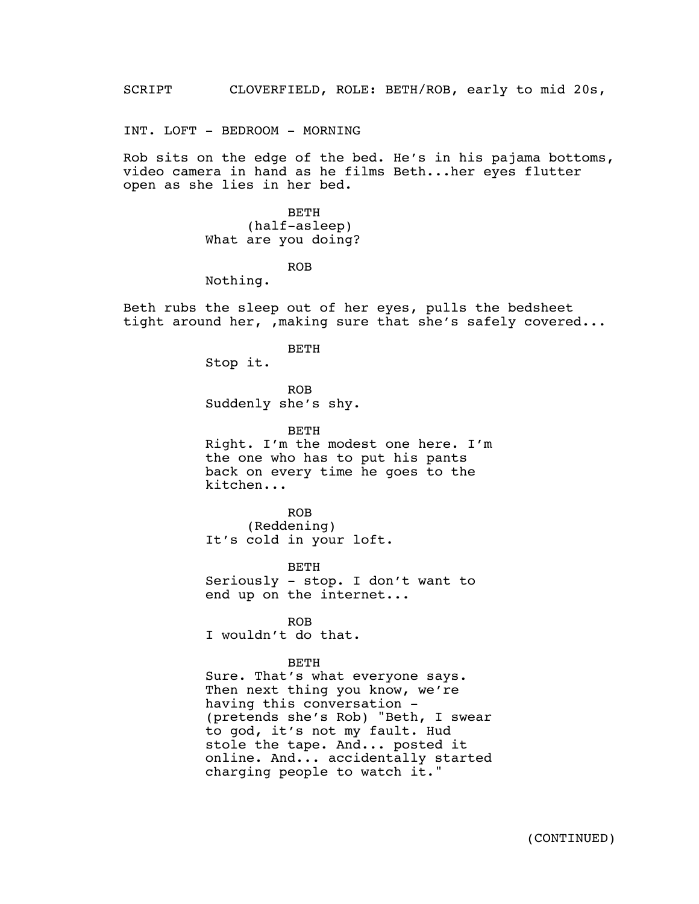SCRIPT CLOVERFIELD, ROLE: BETH/ROB, early to mid 20s,

INT. LOFT - BEDROOM - MORNING

Rob sits on the edge of the bed. He's in his pajama bottoms, video camera in hand as he films Beth...her eyes flutter open as she lies in her bed.

BETH
(half-asleep)
What are you doing?

ROB
Nothing.

Beth rubs the sleep out of her eyes, pulls the bedsheet tight around her, ,making sure that she's safely covered...

BETH
Stop it.

ROB
Suddenly she's shy.

BETH
Right. I'm the modest one here. I'm the one who has to put his pants back on every time he goes to the kitchen...

ROB
(Reddening)
It's cold in your loft.

BETH
Seriously - stop. I don't want to end up on the internet...

ROB
I wouldn't do that.

BETH
Sure. That's what everyone says. Then next thing you know, we're having this conversation - (pretends she's Rob) "Beth, I swear to god, it's not my fault. Hud stole the tape. And... posted it online. And... accidentally started charging people to watch it."

(CONTINUED)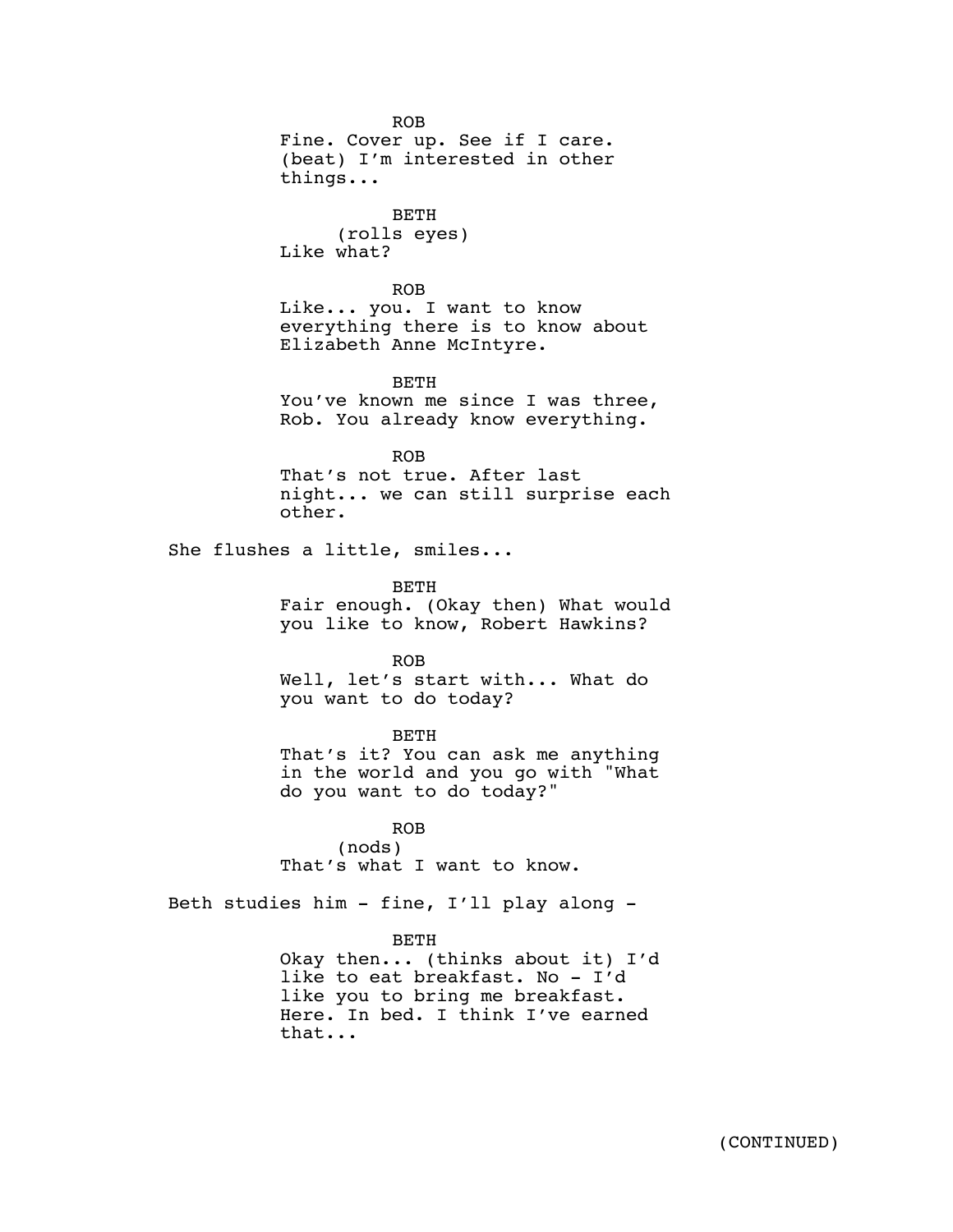ROB
Fine. Cover up. See if I care. (beat) I'm interested in other things...

BETH
(rolls eyes)
Like what?

ROB
Like... you. I want to know everything there is to know about Elizabeth Anne McIntyre.

BETH
You've known me since I was three, Rob. You already know everything.

ROB
That's not true. After last night... we can still surprise each other.

She flushes a little, smiles...

BETH
Fair enough. (Okay then) What would you like to know, Robert Hawkins?

ROB
Well, let's start with... What do you want to do today?

BETH
That's it? You can ask me anything in the world and you go with "What do you want to do today?"

ROB
(nods)
That's what I want to know.

Beth studies him - fine, I'll play along -

BETH
Okay then... (thinks about it) I'd like to eat breakfast. No - I'd like you to bring me breakfast. Here. In bed. I think I've earned that...

(CONTINUED)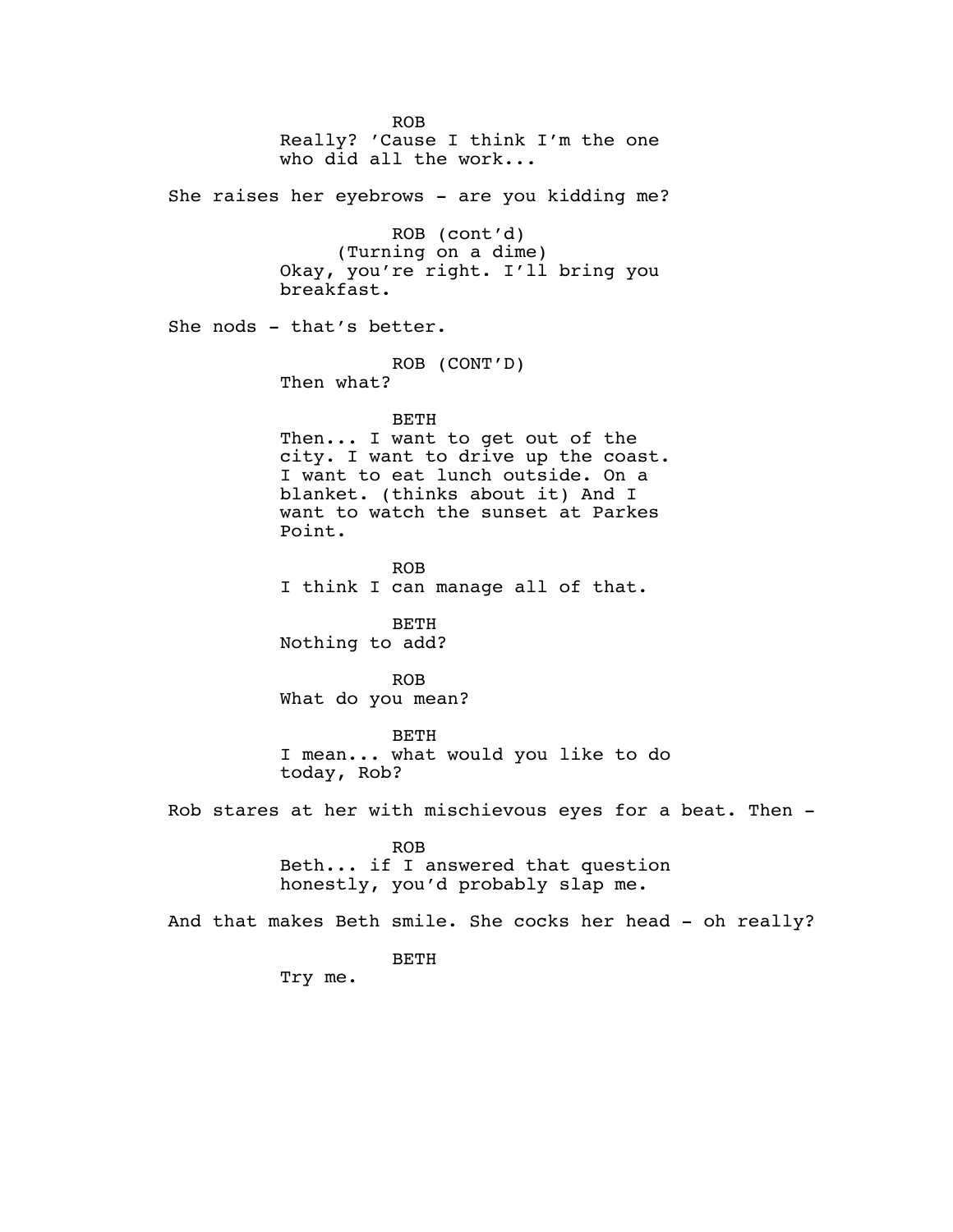ROB
Really? 'Cause I think I'm the one who did all the work...

She raises her eyebrows - are you kidding me?

ROB (cont'd)
(Turning on a dime)
Okay, you're right. I'll bring you breakfast.

She nods - that's better.

ROB (CONT'D)
Then what?

BETH
Then... I want to get out of the city. I want to drive up the coast. I want to eat lunch outside. On a blanket. (thinks about it) And I want to watch the sunset at Parkes Point.

ROB
I think I can manage all of that.

BETH
Nothing to add?

ROB
What do you mean?

BETH
I mean... what would you like to do today, Rob?

Rob stares at her with mischievous eyes for a beat. Then -

ROB
Beth... if I answered that question honestly, you'd probably slap me.

And that makes Beth smile. She cocks her head - oh really?

BETH
Try me.